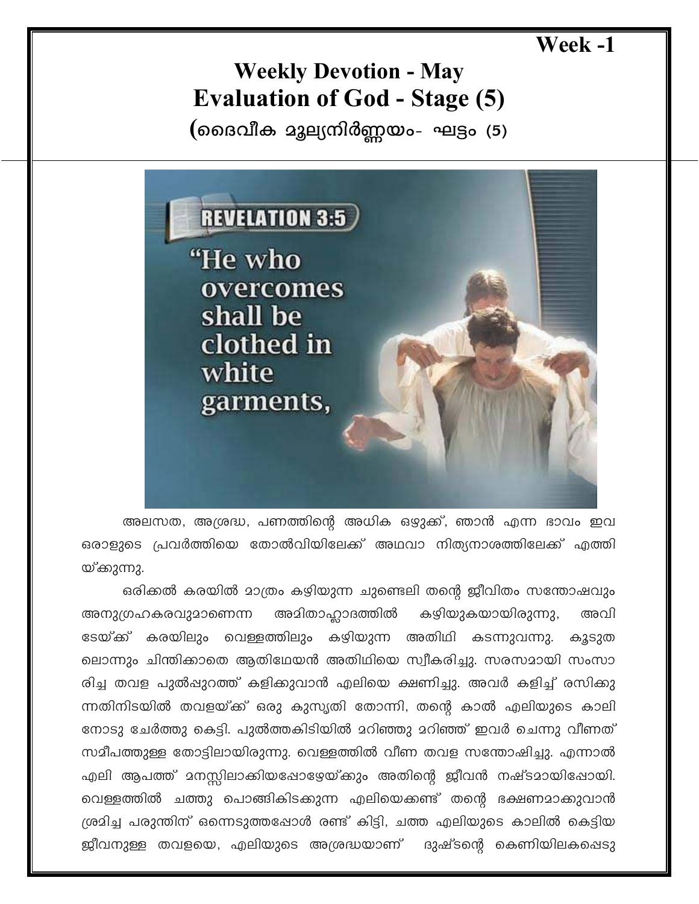Week -1

# Weekly Devotion - May
# Evaluation of God - Stage (5)
## (ദൈവീക മൂല്യനിർണ്ണയം- ഘട്ടം (5)

REVELATION 3:5

"He who overcomes shall be clothed in white garments,

അലസത, അശ്രദ്ധ, പണത്തിന്റെ അധിക ഒഴുക്ക്, ഞാൻ എന്ന ഭാവം ഇവ ഒരാളുടെ പ്രവർത്തിയെ തോൽവിയിലേക്ക് അഥവാ നിത്യനാശത്തിലേക്ക് എത്തിയ്ക്കുന്നു.

ഒരിക്കൽ കരയിൽ മാത്രം കഴിയുന്ന ചുണ്ടെലി തന്റെ ജീവിതം സന്തോഷവും അനുഗ്രഹകരവുമാണെന്ന അമിതാഹ്ലാദത്തിൽ കഴിയുകയായിരുന്നു, അവിടേയ്ക്ക് കരയിലും വെള്ളത്തിലും കഴിയുന്ന അതിഥി കടന്നുവന്നു. കൂടുതലൊന്നും ചിന്തിക്കാതെ ആതിഥേയൻ അതിഥിയെ സ്വീകരിച്ചു. സരസമായി സംസാരിച്ച തവള പുൽപ്പുറത്ത് കളിക്കുവാൻ എലിയെ ക്ഷണിച്ചു. അവർ കളിച്ച് രസിക്കുന്നതിനിടയിൽ തവളയ്ക്ക് ഒരു കുസൃതി തോന്നി, തന്റെ കാൽ എലിയുടെ കാലിനോടു ചേർത്തു കെട്ടി. പുൽത്തകിടിയിൽ മറിഞ്ഞു മറിഞ്ഞ് ഇവർ ചെന്നു വീണത് സമീപത്തുള്ള തോട്ടിലായിരുന്നു. വെള്ളത്തിൽ വീണ തവള സന്തോഷിച്ചു. എന്നാൽ എലി ആപത്ത് മനസ്സിലാക്കിയപ്പോഴേയ്ക്കും അതിന്റെ ജീവൻ നഷ്ടമായിപ്പോയി. വെള്ളത്തിൽ ചത്തു പൊങ്ങികിടക്കുന്ന എലിയെക്കണ്ട് തന്റെ ഭക്ഷണമാക്കുവാൻ ശ്രമിച്ച പരുന്തിന് ഒന്നെടുത്തപ്പോൾ രണ്ട് കിട്ടി, ചത്ത എലിയുടെ കാലിൽ കെട്ടിയ ജീവനുള്ള തവളയെ, എലിയുടെ അശ്രദ്ധയാണ് ദുഷ്ടന്റെ കെണിയിലകപ്പെടു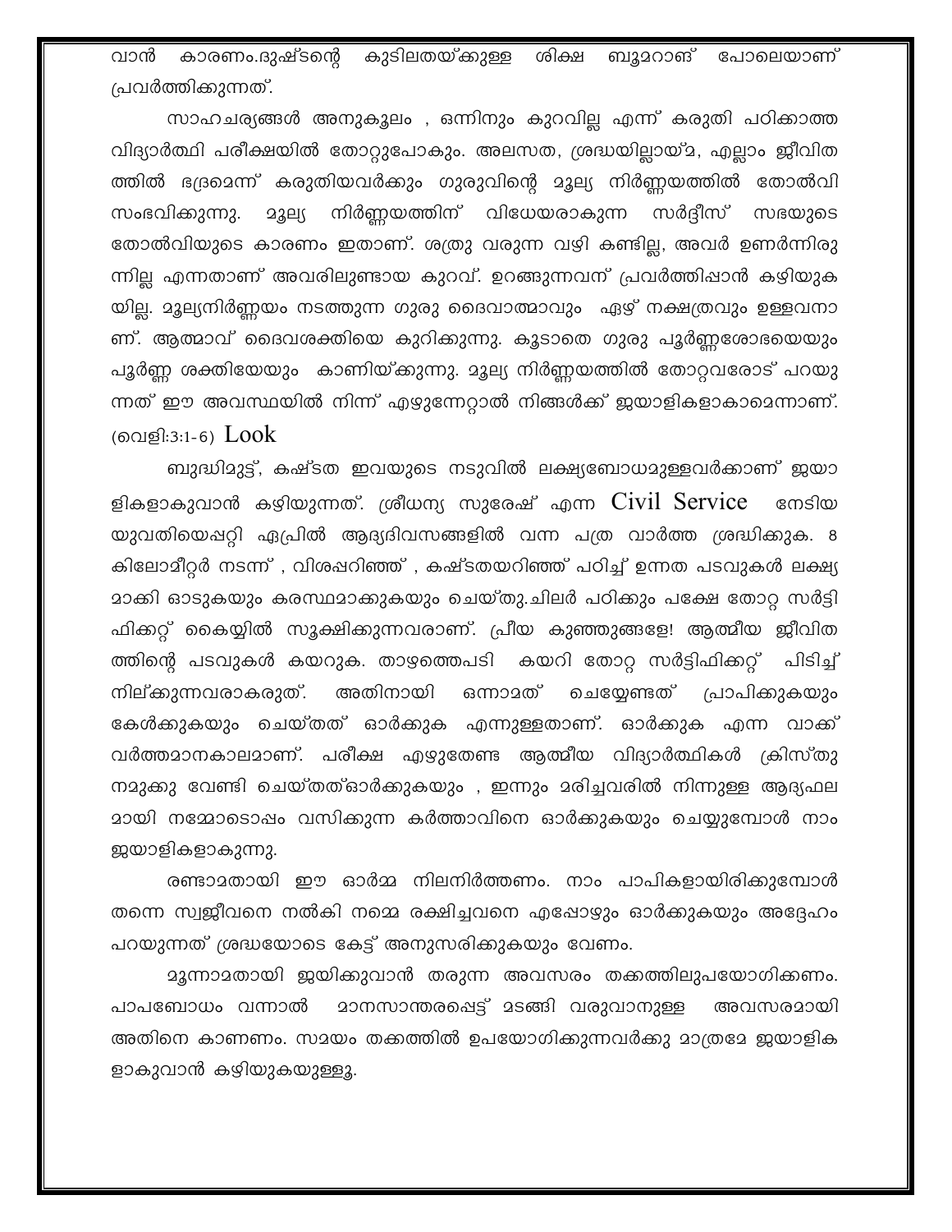വാൻ കാരണം.ദുഷ്ടന്റെ കുടിലതയ്ക്കുള്ള ശിക്ഷ ബൂമറാങ് പോലെയാണ് പ്രവർത്തിക്കുന്നത്.

സാഹചര്യങ്ങൾ അനുകൂലം , ഒന്നിനും കുറവില്ല എന്ന് കരുതി പഠിക്കാത്ത വിദ്യാർത്ഥി പരീക്ഷയിൽ തോറ്റുപോകും. അലസത, ശ്രദ്ധയില്ലായ്മ, എല്ലാം ജീവിതത്തിൽ ഭദ്രമെന്ന് കരുതിയവർക്കും ഗുരുവിന്റെ മൂല്യ നിർണ്ണയത്തിൽ തോൽവി സംഭവിക്കുന്നു. മൂല്യ നിർണ്ണയത്തിന് വിധേയരാകുന്ന സർദ്ദീസ് സഭയുടെ തോൽവിയുടെ കാരണം ഇതാണ്. ശത്രു വരുന്ന വഴി കണ്ടില്ല, അവർ ഉണർന്നിരുന്നില്ല എന്നതാണ് അവരിലുണ്ടായ കുറവ്. ഉറങ്ങുന്നവന് പ്രവർത്തിപ്പാൻ കഴിയുകയില്ല. മൂല്യനിർണ്ണയം നടത്തുന്ന ഗുരു ദൈവാത്മാവും ഏഴ് നക്ഷത്രവും ഉള്ളവനാണ്. ആത്മാവ് ദൈവശക്തിയെ കുറിക്കുന്നു. കൂടാതെ ഗുരു പൂർണ്ണശോഭയെയും പൂർണ്ണ ശക്തിയേയും കാണിയ്ക്കുന്നു. മൂല്യ നിർണ്ണയത്തിൽ തോറ്റവരോട് പറയുന്നത് ഈ അവസ്ഥയിൽ നിന്ന് എഴുന്നേറ്റാൽ നിങ്ങൾക്ക് ജയാളികളാകാമെന്നാണ്. (വെളി:3:1-6) Look

ബുദ്ധിമുട്ട്, കഷ്ടത ഇവയുടെ നടുവിൽ ലക്ഷ്യബോധമുള്ളവർക്കാണ് ജയാളികളാകുവാൻ കഴിയുന്നത്. ശ്രീധന്യ സുരേഷ് എന്ന Civil Service നേടിയ യുവതിയെപ്പറ്റി ഏപ്രിൽ ആദ്യദിവസങ്ങളിൽ വന്ന പത്ര വാർത്ത ശ്രദ്ധിക്കുക. 8 കിലോമീറ്റർ നടന്ന് , വിശപ്പറിഞ്ഞ് , കഷ്ടതയറിഞ്ഞ് പഠിച്ച് ഉന്നത പടവുകൾ ലക്ഷ്യമാക്കി ഓടുകയും കരസ്ഥമാക്കുകയും ചെയ്തു.ചിലർ പഠിക്കും പക്ഷേ തോറ്റ സർട്ടിഫിക്കറ്റ് കൈയ്യിൽ സൂക്ഷിക്കുന്നവരാണ്. പ്രീയ കുഞ്ഞുങ്ങളേ! ആത്മീയ ജീവിതത്തിന്റെ പടവുകൾ കയറുക. താഴത്തെപടി കയറി തോറ്റ സർട്ടിഫിക്കറ്റ് പിടിച്ച് നില്ക്കുന്നവരാകരുത്. അതിനായി ഒന്നാമത് ചെയ്യേണ്ടത് പ്രാപിക്കുകയും കേൾക്കുകയും ചെയ്തത് ഓർക്കുക എന്നുള്ളതാണ്. ഓർക്കുക എന്ന വാക്ക് വർത്തമാനകാലമാണ്. പരീക്ഷ എഴുതേണ്ട ആത്മീയ വിദ്യാർത്ഥികൾ ക്രിസ്തു നമുക്കു വേണ്ടി ചെയ്തത്ഓർക്കുകയും , ഇന്നും മരിച്ചവരിൽ നിന്നുള്ള ആദ്യഫലമായി നമ്മോടൊപ്പം വസിക്കുന്ന കർത്താവിനെ ഓർക്കുകയും ചെയ്യുമ്പോൾ നാം ജയാളികളാകുന്നു.

രണ്ടാമതായി ഈ ഓർമ്മ നിലനിർത്തണം. നാം പാപികളായിരിക്കുമ്പോൾ തന്നെ സ്വജീവനെ നൽകി നമ്മെ രക്ഷിച്ചവനെ എപ്പോഴും ഓർക്കുകയും അദ്ദേഹം പറയുന്നത് ശ്രദ്ധയോടെ കേട്ട് അനുസരിക്കുകയും വേണം.

മൂന്നാമതായി ജയിക്കുവാൻ തരുന്ന അവസരം തക്കത്തിലുപയോഗിക്കണം. പാപബോധം വന്നാൽ മാനസാന്തരപ്പെട്ട് മടങ്ങി വരുവാനുള്ള അവസരമായി അതിനെ കാണണം. സമയം തക്കത്തിൽ ഉപയോഗിക്കുന്നവർക്കു മാത്രമേ ജയാളികളാകുവാൻ കഴിയുകയുള്ളൂ.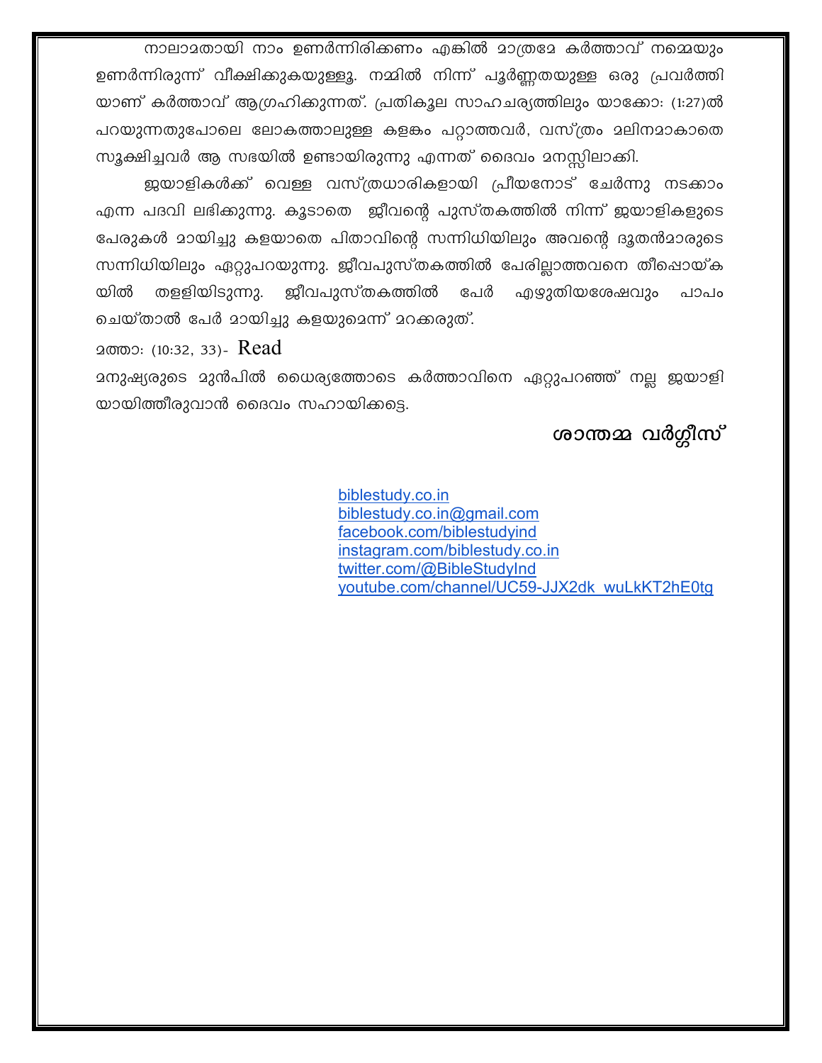നാലാമതായി നാം ഉണർന്നിരിക്കണം എങ്കിൽ മാത്രമേ കർത്താവ് നമ്മെയും ഉണർന്നിരുന്ന് വീക്ഷിക്കുകയുള്ളൂ. നമ്മിൽ നിന്ന് പൂർണ്ണതയുള്ള ഒരു പ്രവർത്തി യാണ് കർത്താവ് ആഗ്രഹിക്കുന്നത്. പ്രതികൂല സാഹചര്യത്തിലും യാക്കോ: (1:27)ൽ പറയുന്നതുപോലെ ലോകത്താലുള്ള കളങ്കം പറ്റാത്തവർ, വസ്ത്രം മലിനമാകാതെ സൂക്ഷിച്ചവർ ആ സഭയിൽ ഉണ്ടായിരുന്നു എന്നത് ദൈവം മനസ്സിലാക്കി.

ജയാളികൾക്ക് വെള്ള വസ്ത്രധാരികളായി പ്രീയനോട് ചേർന്നു നടക്കാം എന്ന പദവി ലഭിക്കുന്നു. കൂടാതെ ജീവന്റെ പുസ്തകത്തിൽ നിന്ന് ജയാളികളുടെ പേരുകൾ മായിച്ചു കളയാതെ പിതാവിന്റെ സന്നിധിയിലും അവന്റെ ദൂതൻമാരുടെ സന്നിധിയിലും ഏറ്റുപറയുന്നു. ജീവപുസ്തകത്തിൽ പേരില്ലാത്തവനെ തീപ്പൊയ്ക യിൽ തള്ളിയിടുന്നു. ജീവപുസ്തകത്തിൽ പേർ എഴുതിയശേഷവും പാപം ചെയ്താൽ പേർ മായിച്ചു കളയുമെന്ന് മറക്കരുത്.

മത്താ: (10:32, 33)- Read

മനുഷ്യരുടെ മുൻപിൽ ധൈര്യത്തോടെ കർത്താവിനെ ഏറ്റുപറഞ്ഞ് നല്ല ജയാളി യായിത്തീരുവാൻ ദൈവം സഹായിക്കട്ടെ.

**ശാന്തമ്മ വർഗ്ഗീസ്**

biblestudy.co.in
biblestudy.co.in@gmail.com
facebook.com/biblestudyind
instagram.com/biblestudy.co.in
twitter.com/@BibleStudyInd
youtube.com/channel/UC59-JJX2dk_wuLkKT2hE0tg